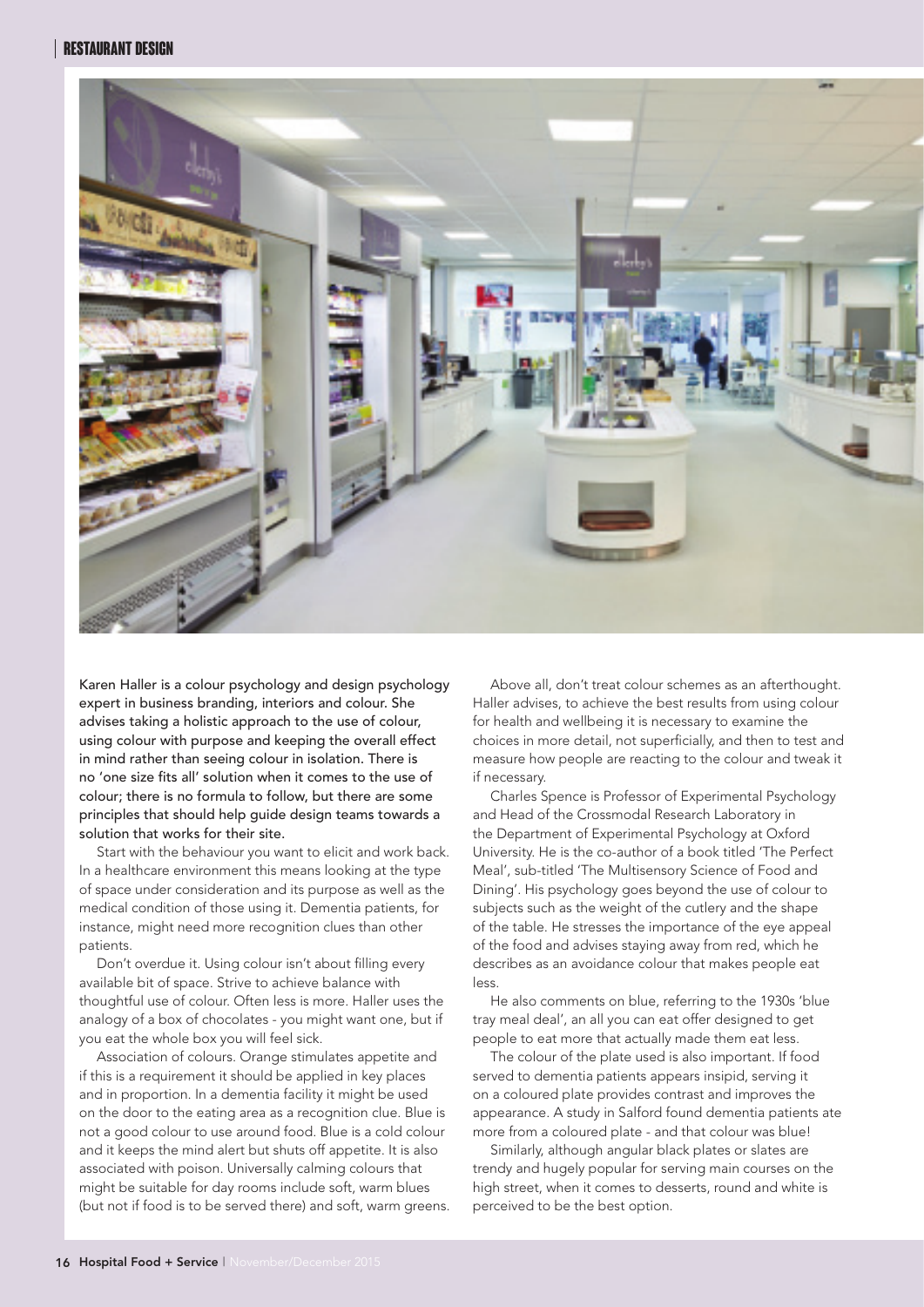Karen Haller is a colour psychology and design psychology expert in business branding, interiors and colour. She advises taking a holistic approach to the use of colour, using colour with purpose and keeping the overall effect in mind rather than seeing colour in isolation. There is no 'one size fits all' solution when it comes to the use of colour; there is no formula to follow, but there are some principles that should help guide design teams towards a solution that works for their site.

Start with the behaviour you want to elicit and work back. In a healthcare environment this means looking at the type of space under consideration and its purpose as well as the medical condition of those using it. Dementia patients, for instance, might need more recognition clues than other patients.

Don't overdue it. Using colour isn't about filling every available bit of space. Strive to achieve balance with thoughtful use of colour. Often less is more. Haller uses the analogy of a box of chocolates - you might want one, but if you eat the whole box you will feel sick.

Association of colours. Orange stimulates appetite and if this is a requirement it should be applied in key places and in proportion. In a dementia facility it might be used on the door to the eating area as a recognition clue. Blue is not a good colour to use around food. Blue is a cold colour and it keeps the mind alert but shuts off appetite. It is also associated with poison. Universally calming colours that might be suitable for day rooms include soft, warm blues (but not if food is to be served there) and soft, warm greens.

Above all, don't treat colour schemes as an afterthought. Haller advises, to achieve the best results from using colour for health and wellbeing it is necessary to examine the choices in more detail, not superficially, and then to test and measure how people are reacting to the colour and tweak it if necessary.

Charles Spence is Professor of Experimental Psychology and Head of the Crossmodal Research Laboratory in the Department of Experimental Psychology at Oxford University. He is the co-author of a book titled 'The Perfect Meal', sub-titled 'The Multisensory Science of Food and Dining'. His psychology goes beyond the use of colour to subjects such as the weight of the cutlery and the shape of the table. He stresses the importance of the eye appeal of the food and advises staying away from red, which he describes as an avoidance colour that makes people eat less.

He also comments on blue, referring to the 1930s 'blue tray meal deal', an all you can eat offer designed to get people to eat more that actually made them eat less.

The colour of the plate used is also important. If food served to dementia patients appears insipid, serving it on a coloured plate provides contrast and improves the appearance. A study in Salford found dementia patients ate more from a coloured plate - and that colour was blue!

Similarly, although angular black plates or slates are trendy and hugely popular for serving main courses on the high street, when it comes to desserts, round and white is perceived to be the best option.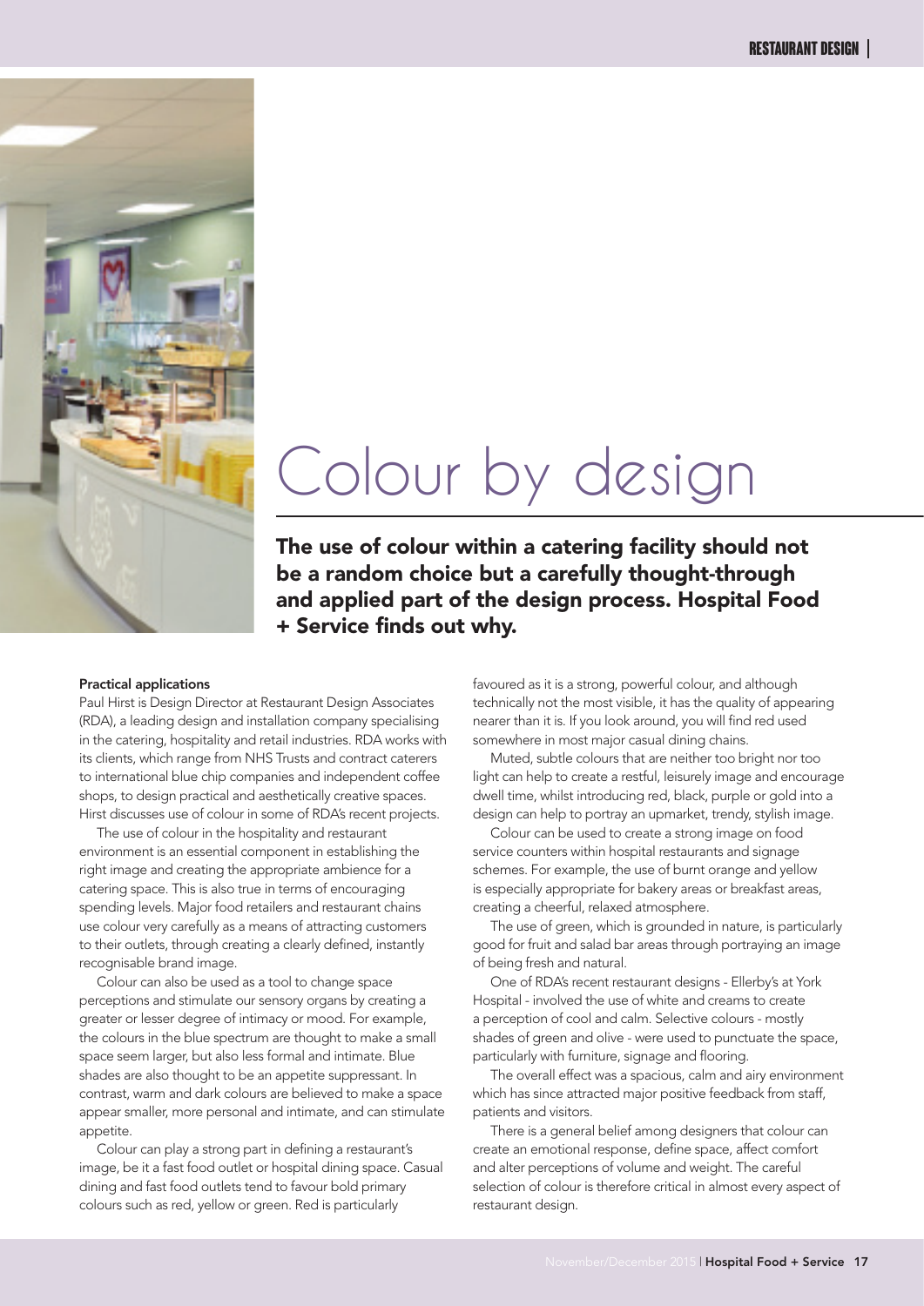# Colour by design

**The use of colour within a catering facility should not be a random choice but a carefully thought-through and applied part of the design process. Hospital Food + Service finds out why.**

**Practical applications**

Paul Hirst is Design Director at Restaurant Design Associates (RDA), a leading design and installation company specialising in the catering, hospitality and retail industries. RDA works with its clients, which range from NHS Trusts and contract caterers to international blue chip companies and independent coffee shops, to design practical and aesthetically creative spaces. Hirst discusses use of colour in some of RDA's recent projects.

The use of colour in the hospitality and restaurant environment is an essential component in establishing the right image and creating the appropriate ambience for a catering space. This is also true in terms of encouraging spending levels. Major food retailers and restaurant chains use colour very carefully as a means of attracting customers to their outlets, through creating a clearly defined, instantly recognisable brand image.

Colour can also be used as a tool to change space perceptions and stimulate our sensory organs by creating a greater or lesser degree of intimacy or mood. For example, the colours in the blue spectrum are thought to make a small space seem larger, but also less formal and intimate. Blue shades are also thought to be an appetite suppressant. In contrast, warm and dark colours are believed to make a space appear smaller, more personal and intimate, and can stimulate appetite.

Colour can play a strong part in defining a restaurant's image, be it a fast food outlet or hospital dining space. Casual dining and fast food outlets tend to favour bold primary colours such as red, yellow or green. Red is particularly favoured as it is a strong, powerful colour, and although technically not the most visible, it has the quality of appearing nearer than it is. If you look around, you will find red used somewhere in most major casual dining chains.

Muted, subtle colours that are neither too bright nor too light can help to create a restful, leisurely image and encourage dwell time, whilst introducing red, black, purple or gold into a design can help to portray an upmarket, trendy, stylish image.

Colour can be used to create a strong image on food service counters within hospital restaurants and signage schemes. For example, the use of burnt orange and yellow is especially appropriate for bakery areas or breakfast areas, creating a cheerful, relaxed atmosphere.

The use of green, which is grounded in nature, is particularly good for fruit and salad bar areas through portraying an image of being fresh and natural.

One of RDA's recent restaurant designs - Ellerby's at York Hospital - involved the use of white and creams to create a perception of cool and calm. Selective colours - mostly shades of green and olive - were used to punctuate the space, particularly with furniture, signage and flooring.

The overall effect was a spacious, calm and airy environment which has since attracted major positive feedback from staff, patients and visitors.

There is a general belief among designers that colour can create an emotional response, define space, affect comfort and alter perceptions of volume and weight. The careful selection of colour is therefore critical in almost every aspect of restaurant design.